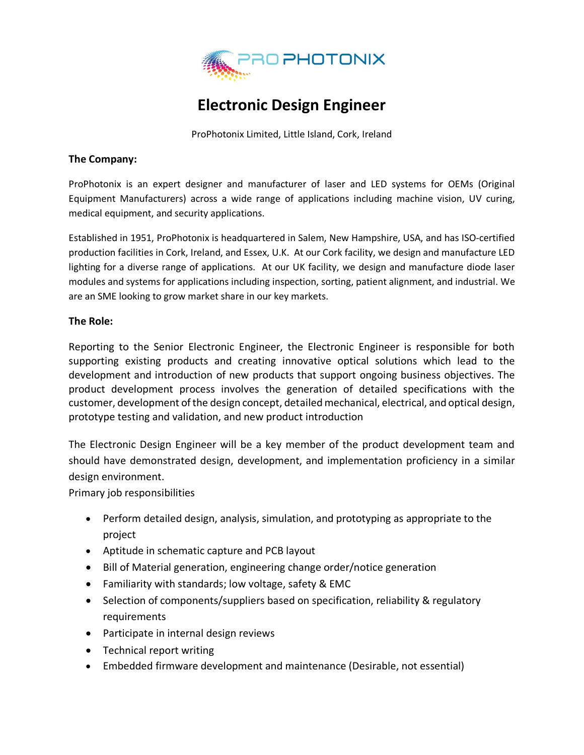# Electronic Design Engineer

ProPhotonix Limited, Little Island, Cork, Ireland

**The Company:**

ProPhotonix is an expert designer and manufacturer of laser and LED systems for OEMs (Original Equipment Manufacturers) across a wide range of applications including machine vision, UV curing, medical equipment, and security applications.

Established in 1951, ProPhotonix is headquartered in Salem, New Hampshire, USA, and has ISO-certified production facilities in Cork, Ireland, and Essex, U.K. At our Cork facility, we design and manufacture LED lighting for a diverse range of applications. At our UK facility, we design and manufacture diode laser modules and systems for applications including inspection, sorting, patient alignment, and industrial. We are an SME looking to grow market share in our key markets.

**The Role:**

Reporting to the Senior Electronic Engineer, the Electronic Engineer is responsible for both supporting existing products and creating innovative optical solutions which lead to the development and introduction of new products that support ongoing business objectives. The product development process involves the generation of detailed specifications with the customer, development of the design concept, detailed mechanical, electrical, and optical design, prototype testing and validation, and new product introduction

The Electronic Design Engineer will be a key member of the product development team and should have demonstrated design, development, and implementation proficiency in a similar design environment.

Primary job responsibilities

- Perform detailed design, analysis, simulation, and prototyping as appropriate to the project
- Aptitude in schematic capture and PCB layout
- Bill of Material generation, engineering change order/notice generation
- Familiarity with standards; low voltage, safety & EMC
- Selection of components/suppliers based on specification, reliability & regulatory requirements
- Participate in internal design reviews
- Technical report writing
- Embedded firmware development and maintenance (Desirable, not essential)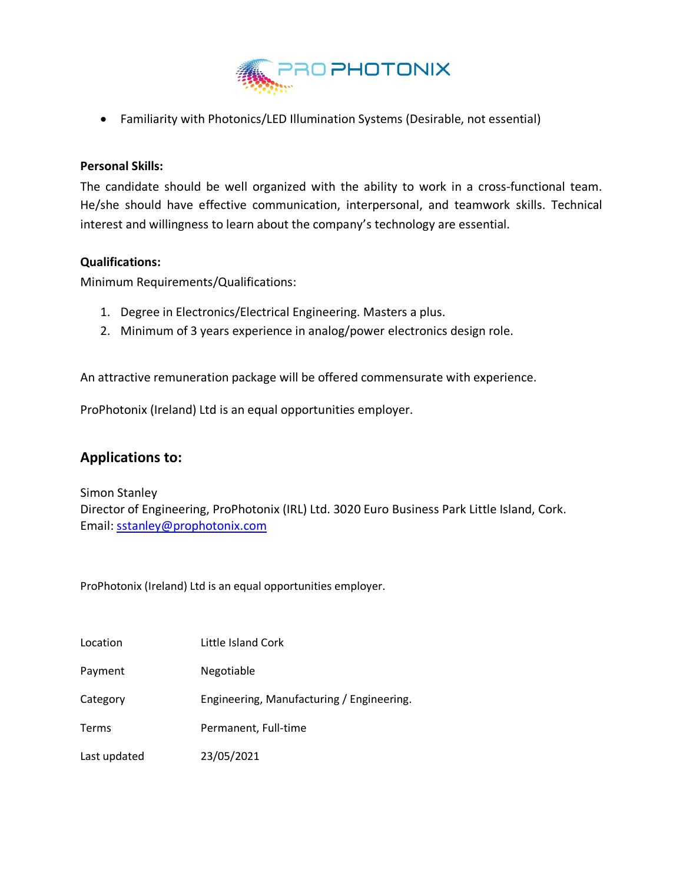- Familiarity with Photonics/LED Illumination Systems (Desirable, not essential)

**Personal Skills:**

The candidate should be well organized with the ability to work in a cross-functional team. He/she should have effective communication, interpersonal, and teamwork skills. Technical interest and willingness to learn about the company's technology are essential.

**Qualifications:**

Minimum Requirements/Qualifications:

1. Degree in Electronics/Electrical Engineering. Masters a plus.
2. Minimum of 3 years experience in analog/power electronics design role.

An attractive remuneration package will be offered commensurate with experience.

ProPhotonix (Ireland) Ltd is an equal opportunities employer.

## Applications to:

Simon Stanley
Director of Engineering, ProPhotonix (IRL) Ltd. 3020 Euro Business Park Little Island, Cork.
Email: sstanley@prophotonix.com

ProPhotonix (Ireland) Ltd is an equal opportunities employer.

| | |
|---|---|
| Location | Little Island Cork |
| Payment | Negotiable |
| Category | Engineering, Manufacturing / Engineering. |
| Terms | Permanent, Full-time |
| Last updated | 23/05/2021 |